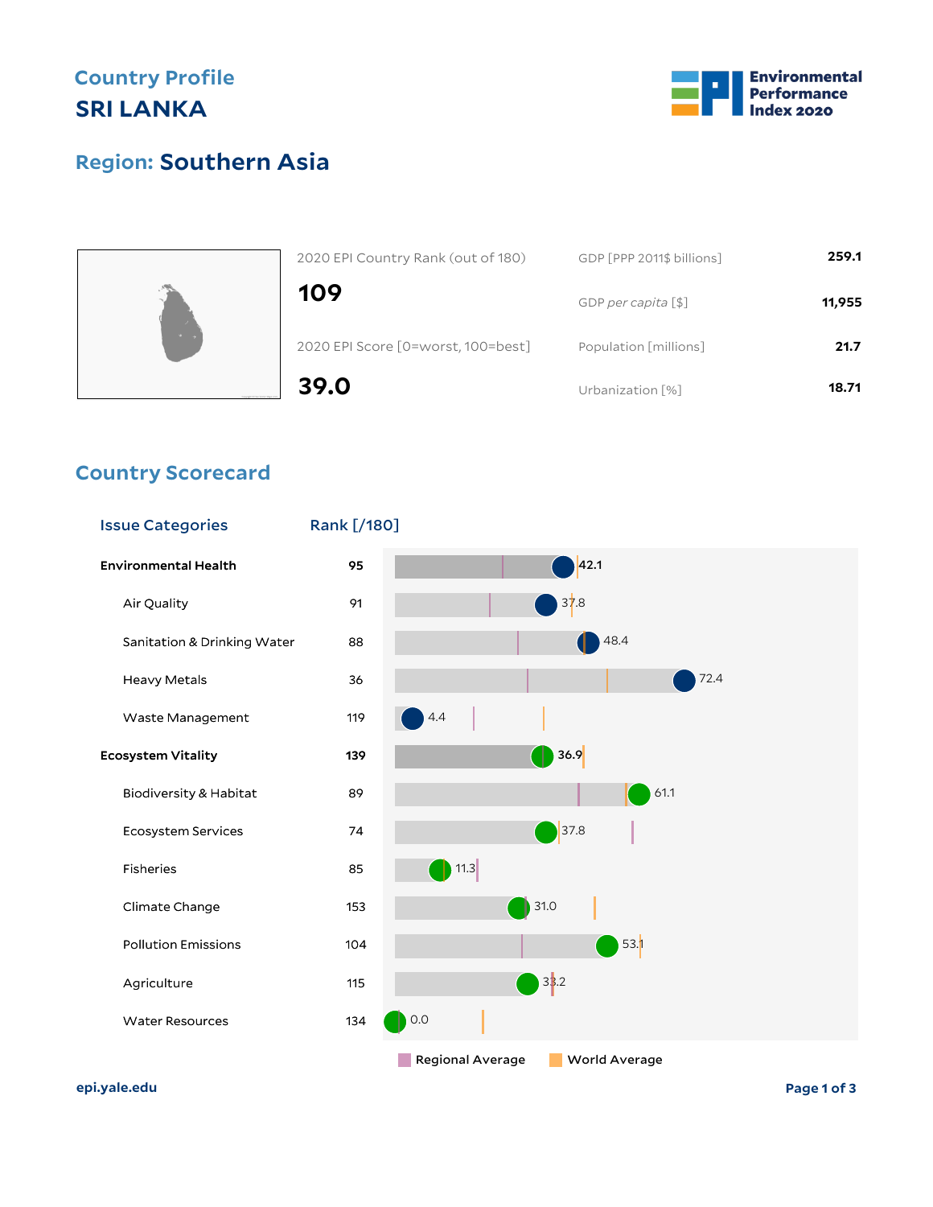## Country Profile

# SRI LANKA

Environmental Performance Index 2020

## Region: Southern Asia

| 2020 EPI Country Rank (out of 180) | 109 |
|---|---|
| 2020 EPI Score [0=worst, 100=best] | 39.0 |

| Indicator | Value |
|---|---|
| GDP [PPP 2011$ billions] | 259.1 |
| GDP *per capita* [$] | 11,955 |
| Population [millions] | 21.7 |
| Urbanization [%] | 18.71 |

## Country Scorecard

| Issue Categories | Rank [/180] | Score |
|---|---|---|
| **Environmental Health** | 95 | **42.1** |
| Air Quality | 91 | 37.8 |
| Sanitation & Drinking Water | 88 | 48.4 |
| Heavy Metals | 36 | 72.4 |
| Waste Management | 119 | 4.4 |
| **Ecosystem Vitality** | 139 | **36.9** |
| Biodiversity & Habitat | 89 | 61.1 |
| Ecosystem Services | 74 | 37.8 |
| Fisheries | 85 | 11.3 |
| Climate Change | 153 | 31.0 |
| Pollution Emissions | 104 | 53.1 |
| Agriculture | 115 | 33.2 |
| Water Resources | 134 | 0.0 |

Regional Average | World Average

epi.yale.edu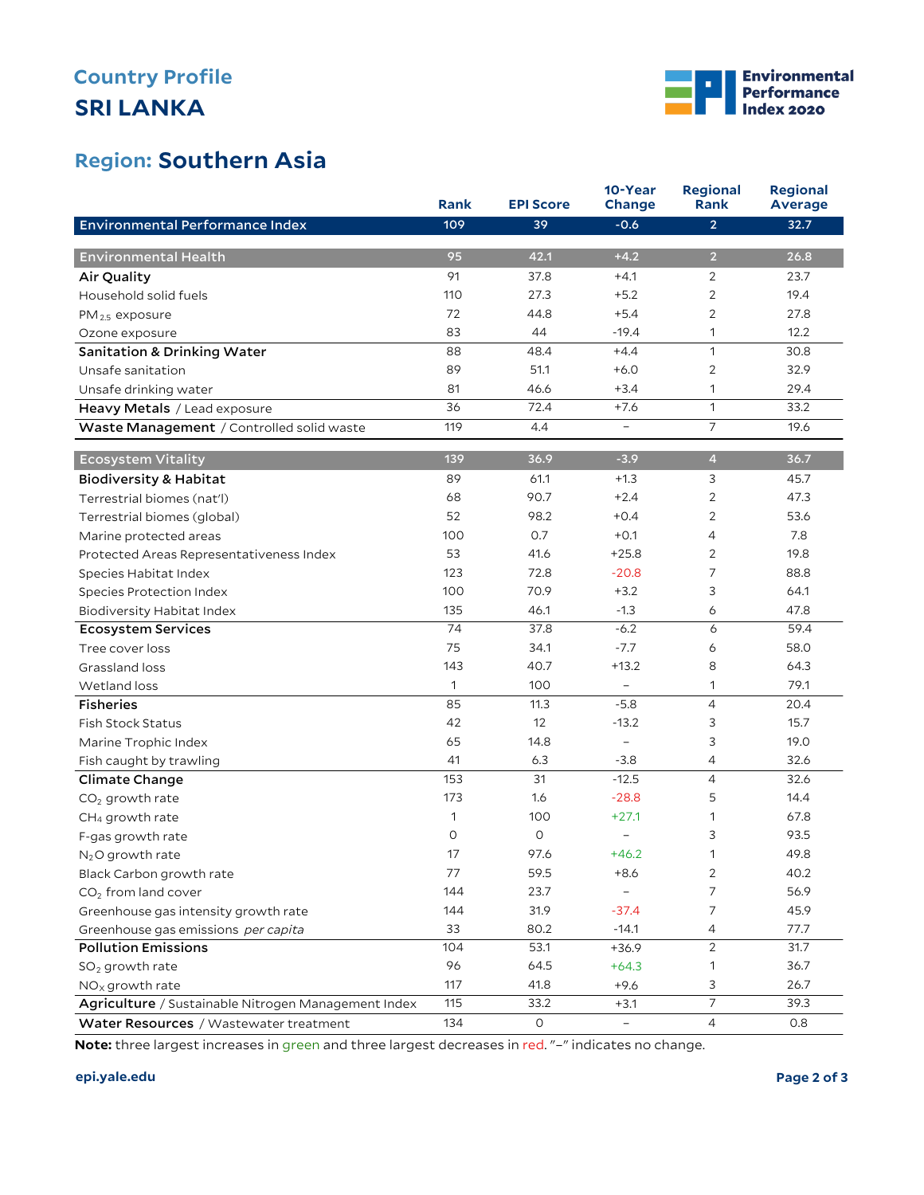# Country Profile
## SRI LANKA

## Region: Southern Asia

| | Rank | EPI Score | 10-Year Change | Regional Rank | Regional Average |
|---|---|---|---|---|---|
| **Environmental Performance Index** | 109 | 39 | -0.6 | 2 | 32.7 |
| **Environmental Health** | 95 | 42.1 | +4.2 | 2 | 26.8 |
| **Air Quality** | 91 | 37.8 | +4.1 | 2 | 23.7 |
| Household solid fuels | 110 | 27.3 | +5.2 | 2 | 19.4 |
| $PM_{2.5}$ exposure | 72 | 44.8 | +5.4 | 2 | 27.8 |
| Ozone exposure | 83 | 44 | -19.4 | 1 | 12.2 |
| **Sanitation & Drinking Water** | 88 | 48.4 | +4.4 | 1 | 30.8 |
| Unsafe sanitation | 89 | 51.1 | +6.0 | 2 | 32.9 |
| Unsafe drinking water | 81 | 46.6 | +3.4 | 1 | 29.4 |
| **Heavy Metals** / Lead exposure | 36 | 72.4 | +7.6 | 1 | 33.2 |
| **Waste Management** / Controlled solid waste | 119 | 4.4 | – | 7 | 19.6 |
| **Ecosystem Vitality** | 139 | 36.9 | -3.9 | 4 | 36.7 |
| **Biodiversity & Habitat** | 89 | 61.1 | +1.3 | 3 | 45.7 |
| Terrestrial biomes (nat'l) | 68 | 90.7 | +2.4 | 2 | 47.3 |
| Terrestrial biomes (global) | 52 | 98.2 | +0.4 | 2 | 53.6 |
| Marine protected areas | 100 | 0.7 | +0.1 | 4 | 7.8 |
| Protected Areas Representativeness Index | 53 | 41.6 | +25.8 | 2 | 19.8 |
| Species Habitat Index | 123 | 72.8 | -20.8 | 7 | 88.8 |
| Species Protection Index | 100 | 70.9 | +3.2 | 3 | 64.1 |
| Biodiversity Habitat Index | 135 | 46.1 | -1.3 | 6 | 47.8 |
| **Ecosystem Services** | 74 | 37.8 | -6.2 | 6 | 59.4 |
| Tree cover loss | 75 | 34.1 | -7.7 | 6 | 58.0 |
| Grassland loss | 143 | 40.7 | +13.2 | 8 | 64.3 |
| Wetland loss | 1 | 100 | – | 1 | 79.1 |
| **Fisheries** | 85 | 11.3 | -5.8 | 4 | 20.4 |
| Fish Stock Status | 42 | 12 | -13.2 | 3 | 15.7 |
| Marine Trophic Index | 65 | 14.8 | – | 3 | 19.0 |
| Fish caught by trawling | 41 | 6.3 | -3.8 | 4 | 32.6 |
| **Climate Change** | 153 | 31 | -12.5 | 4 | 32.6 |
| $CO_2$ growth rate | 173 | 1.6 | -28.8 | 5 | 14.4 |
| $CH_4$ growth rate | 1 | 100 | +27.1 | 1 | 67.8 |
| F-gas growth rate | 0 | 0 | – | 3 | 93.5 |
| $N_2O$ growth rate | 17 | 97.6 | +46.2 | 1 | 49.8 |
| Black Carbon growth rate | 77 | 59.5 | +8.6 | 2 | 40.2 |
| $CO_2$ from land cover | 144 | 23.7 | – | 7 | 56.9 |
| Greenhouse gas intensity growth rate | 144 | 31.9 | -37.4 | 7 | 45.9 |
| Greenhouse gas emissions *per capita* | 33 | 80.2 | -14.1 | 4 | 77.7 |
| **Pollution Emissions** | 104 | 53.1 | +36.9 | 2 | 31.7 |
| $SO_2$ growth rate | 96 | 64.5 | +64.3 | 1 | 36.7 |
| $NO_X$ growth rate | 117 | 41.8 | +9.6 | 3 | 26.7 |
| **Agriculture** / Sustainable Nitrogen Management Index | 115 | 33.2 | +3.1 | 7 | 39.3 |
| **Water Resources** / Wastewater treatment | 134 | 0 | – | 4 | 0.8 |

**Note:** three largest increases in green and three largest decreases in red. "–" indicates no change.

epi.yale.edu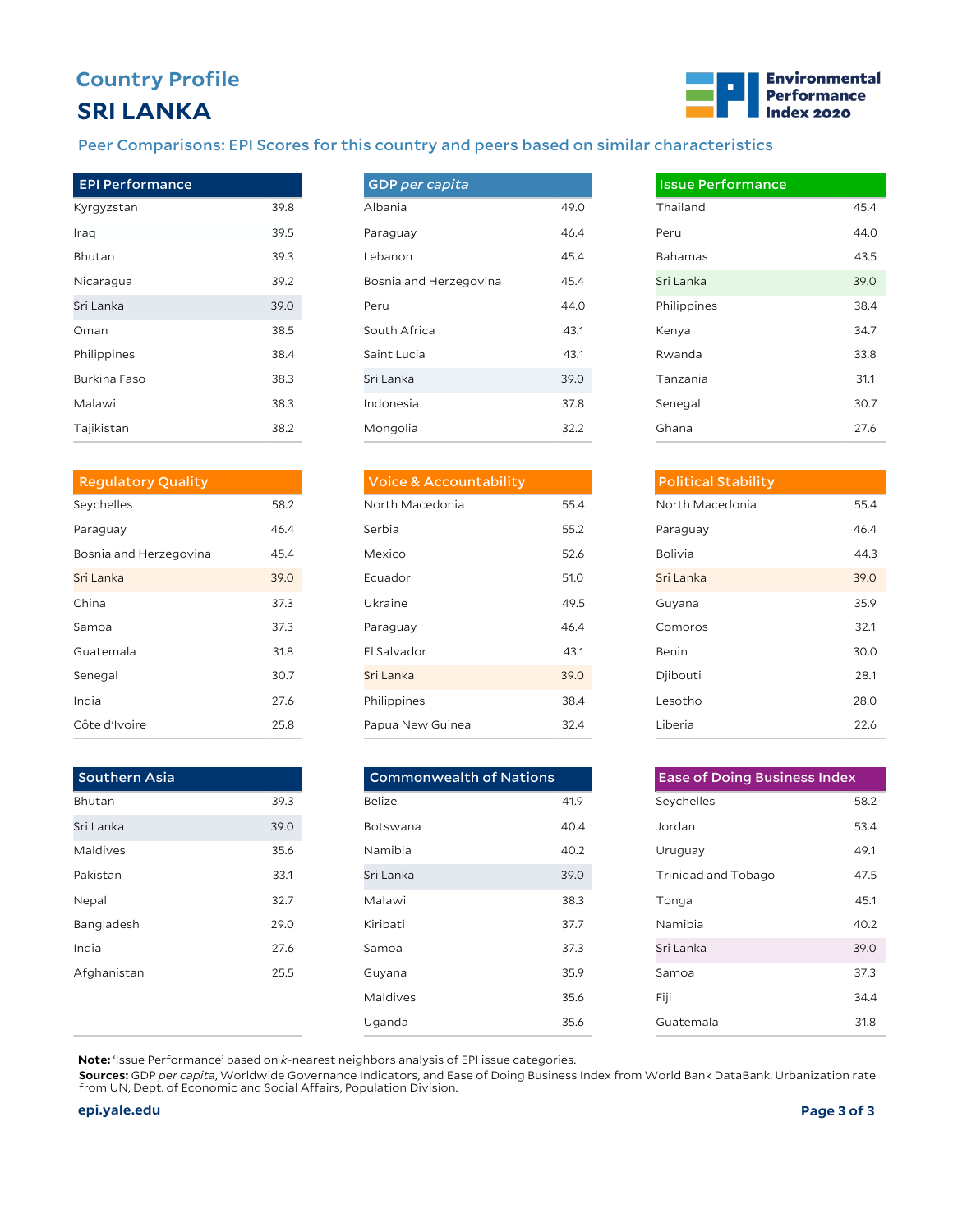## Country Profile

# SRI LANKA

Environmental Performance Index 2020

### Peer Comparisons: EPI Scores for this country and peers based on similar characteristics

| EPI Performance | |
|---|---|
| Kyrgyzstan | 39.8 |
| Iraq | 39.5 |
| Bhutan | 39.3 |
| Nicaragua | 39.2 |
| Sri Lanka | 39.0 |
| Oman | 38.5 |
| Philippines | 38.4 |
| Burkina Faso | 38.3 |
| Malawi | 38.3 |
| Tajikistan | 38.2 |

| GDP *per capita* | |
|---|---|
| Albania | 49.0 |
| Paraguay | 46.4 |
| Lebanon | 45.4 |
| Bosnia and Herzegovina | 45.4 |
| Peru | 44.0 |
| South Africa | 43.1 |
| Saint Lucia | 43.1 |
| Sri Lanka | 39.0 |
| Indonesia | 37.8 |
| Mongolia | 32.2 |

| Issue Performance | |
|---|---|
| Thailand | 45.4 |
| Peru | 44.0 |
| Bahamas | 43.5 |
| Sri Lanka | 39.0 |
| Philippines | 38.4 |
| Kenya | 34.7 |
| Rwanda | 33.8 |
| Tanzania | 31.1 |
| Senegal | 30.7 |
| Ghana | 27.6 |

| Regulatory Quality | |
|---|---|
| Seychelles | 58.2 |
| Paraguay | 46.4 |
| Bosnia and Herzegovina | 45.4 |
| Sri Lanka | 39.0 |
| China | 37.3 |
| Samoa | 37.3 |
| Guatemala | 31.8 |
| Senegal | 30.7 |
| India | 27.6 |
| Côte d'Ivoire | 25.8 |

| Voice & Accountability | |
|---|---|
| North Macedonia | 55.4 |
| Serbia | 55.2 |
| Mexico | 52.6 |
| Ecuador | 51.0 |
| Ukraine | 49.5 |
| Paraguay | 46.4 |
| El Salvador | 43.1 |
| Sri Lanka | 39.0 |
| Philippines | 38.4 |
| Papua New Guinea | 32.4 |

| Political Stability | |
|---|---|
| North Macedonia | 55.4 |
| Paraguay | 46.4 |
| Bolivia | 44.3 |
| Sri Lanka | 39.0 |
| Guyana | 35.9 |
| Comoros | 32.1 |
| Benin | 30.0 |
| Djibouti | 28.1 |
| Lesotho | 28.0 |
| Liberia | 22.6 |

| Southern Asia | |
|---|---|
| Bhutan | 39.3 |
| Sri Lanka | 39.0 |
| Maldives | 35.6 |
| Pakistan | 33.1 |
| Nepal | 32.7 |
| Bangladesh | 29.0 |
| India | 27.6 |
| Afghanistan | 25.5 |

| Commonwealth of Nations | |
|---|---|
| Belize | 41.9 |
| Botswana | 40.4 |
| Namibia | 40.2 |
| Sri Lanka | 39.0 |
| Malawi | 38.3 |
| Kiribati | 37.7 |
| Samoa | 37.3 |
| Guyana | 35.9 |
| Maldives | 35.6 |
| Uganda | 35.6 |

| Ease of Doing Business Index | |
|---|---|
| Seychelles | 58.2 |
| Jordan | 53.4 |
| Uruguay | 49.1 |
| Trinidad and Tobago | 47.5 |
| Tonga | 45.1 |
| Namibia | 40.2 |
| Sri Lanka | 39.0 |
| Samoa | 37.3 |
| Fiji | 34.4 |
| Guatemala | 31.8 |

**Note:** 'Issue Performance' based on *k*-nearest neighbors analysis of EPI issue categories.

**Sources:** GDP *per capita*, Worldwide Governance Indicators, and Ease of Doing Business Index from World Bank DataBank. Urbanization rate from UN, Dept. of Economic and Social Affairs, Population Division.

epi.yale.edu